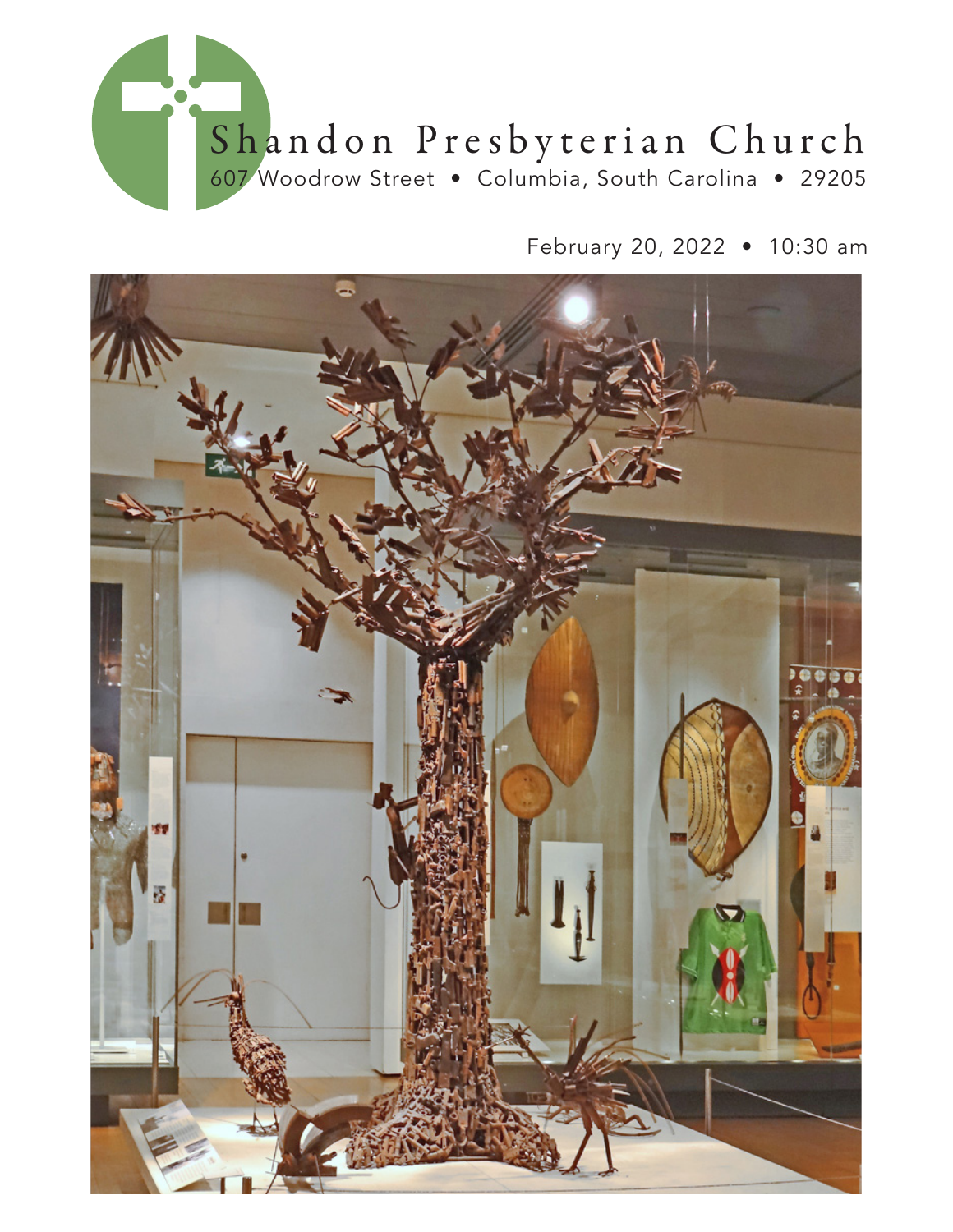# Shandon Presbyterian Church

607 Woodrow Street • Columbia, South Carolina • 29205

February 20, 2022 • 10:30 am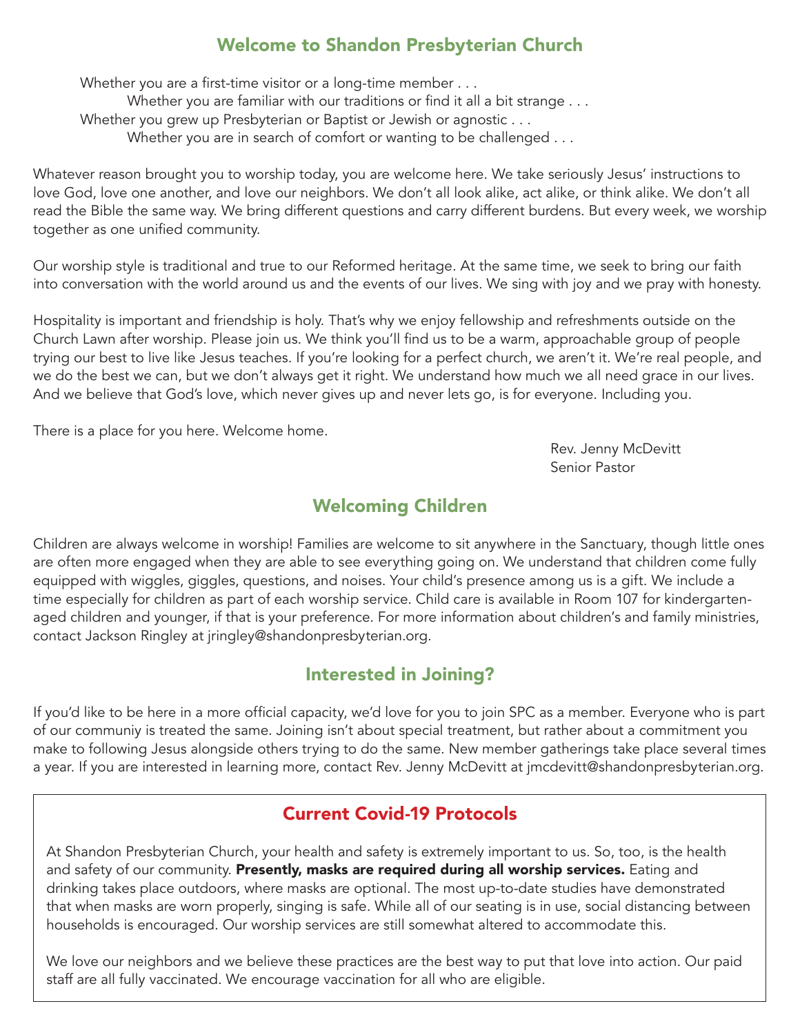## Welcome to Shandon Presbyterian Church

Whether you are a first-time visitor or a long-time member . . .
Whether you are familiar with our traditions or find it all a bit strange . . .
Whether you grew up Presbyterian or Baptist or Jewish or agnostic . . .
Whether you are in search of comfort or wanting to be challenged . . .

Whatever reason brought you to worship today, you are welcome here. We take seriously Jesus' instructions to love God, love one another, and love our neighbors. We don't all look alike, act alike, or think alike. We don't all read the Bible the same way. We bring different questions and carry different burdens. But every week, we worship together as one unified community.

Our worship style is traditional and true to our Reformed heritage. At the same time, we seek to bring our faith into conversation with the world around us and the events of our lives. We sing with joy and we pray with honesty.

Hospitality is important and friendship is holy. That's why we enjoy fellowship and refreshments outside on the Church Lawn after worship. Please join us. We think you'll find us to be a warm, approachable group of people trying our best to live like Jesus teaches. If you're looking for a perfect church, we aren't it. We're real people, and we do the best we can, but we don't always get it right. We understand how much we all need grace in our lives. And we believe that God's love, which never gives up and never lets go, is for everyone. Including you.

There is a place for you here. Welcome home.

Rev. Jenny McDevitt
Senior Pastor

## Welcoming Children

Children are always welcome in worship! Families are welcome to sit anywhere in the Sanctuary, though little ones are often more engaged when they are able to see everything going on. We understand that children come fully equipped with wiggles, giggles, questions, and noises. Your child's presence among us is a gift. We include a time especially for children as part of each worship service. Child care is available in Room 107 for kindergarten-aged children and younger, if that is your preference. For more information about children's and family ministries, contact Jackson Ringley at jringley@shandonpresbyterian.org.

## Interested in Joining?

If you'd like to be here in a more official capacity, we'd love for you to join SPC as a member. Everyone who is part of our communiy is treated the same. Joining isn't about special treatment, but rather about a commitment you make to following Jesus alongside others trying to do the same. New member gatherings take place several times a year. If you are interested in learning more, contact Rev. Jenny McDevitt at jmcdevitt@shandonpresbyterian.org.

## Current Covid-19 Protocols

At Shandon Presbyterian Church, your health and safety is extremely important to us. So, too, is the health and safety of our community. **Presently, masks are required during all worship services.** Eating and drinking takes place outdoors, where masks are optional. The most up-to-date studies have demonstrated that when masks are worn properly, singing is safe. While all of our seating is in use, social distancing between households is encouraged. Our worship services are still somewhat altered to accommodate this.

We love our neighbors and we believe these practices are the best way to put that love into action. Our paid staff are all fully vaccinated. We encourage vaccination for all who are eligible.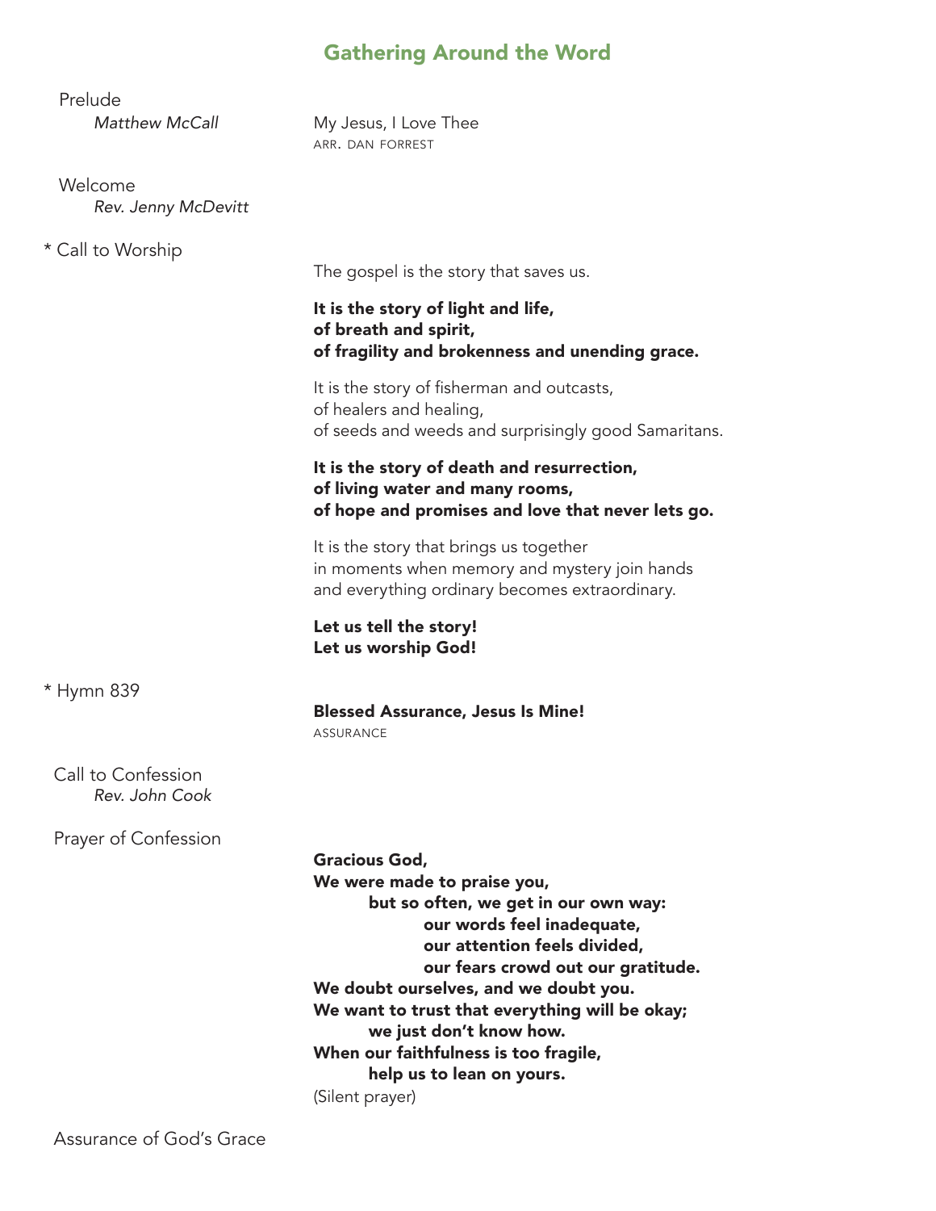## Gathering Around the Word

Prelude
*Matthew McCall*

My Jesus, I Love Thee
ARR. DAN FORREST

Welcome
*Rev. Jenny McDevitt*

\* Call to Worship

The gospel is the story that saves us.

**It is the story of light and life,**
**of breath and spirit,**
**of fragility and brokenness and unending grace.**

It is the story of fisherman and outcasts,
of healers and healing,
of seeds and weeds and surprisingly good Samaritans.

**It is the story of death and resurrection,**
**of living water and many rooms,**
**of hope and promises and love that never lets go.**

It is the story that brings us together
in moments when memory and mystery join hands
and everything ordinary becomes extraordinary.

**Let us tell the story!**
**Let us worship God!**

\* Hymn 839

**Blessed Assurance, Jesus Is Mine!**
ASSURANCE

Call to Confession
*Rev. John Cook*

Prayer of Confession

**Gracious God,**
**We were made to praise you,**
  **but so often, we get in our own way:**
    **our words feel inadequate,**
    **our attention feels divided,**
    **our fears crowd out our gratitude.**
**We doubt ourselves, and we doubt you.**
**We want to trust that everything will be okay;**
  **we just don't know how.**
**When our faithfulness is too fragile,**
  **help us to lean on yours.**
(Silent prayer)

Assurance of God's Grace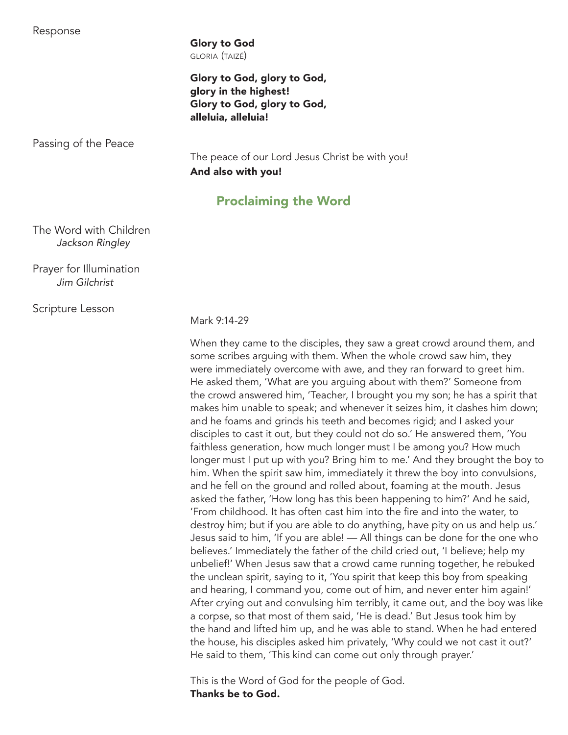Response

**Glory to God**
GLORIA (TAIZÉ)

**Glory to God, glory to God,**
**glory in the highest!**
**Glory to God, glory to God,**
**alleluia, alleluia!**

Passing of the Peace

The peace of our Lord Jesus Christ be with you!
**And also with you!**

## Proclaiming the Word

The Word with Children
*Jackson Ringley*

Prayer for Illumination
*Jim Gilchrist*

Scripture Lesson

Mark 9:14-29

When they came to the disciples, they saw a great crowd around them, and some scribes arguing with them. When the whole crowd saw him, they were immediately overcome with awe, and they ran forward to greet him. He asked them, 'What are you arguing about with them?' Someone from the crowd answered him, 'Teacher, I brought you my son; he has a spirit that makes him unable to speak; and whenever it seizes him, it dashes him down; and he foams and grinds his teeth and becomes rigid; and I asked your disciples to cast it out, but they could not do so.' He answered them, 'You faithless generation, how much longer must I be among you? How much longer must I put up with you? Bring him to me.' And they brought the boy to him. When the spirit saw him, immediately it threw the boy into convulsions, and he fell on the ground and rolled about, foaming at the mouth. Jesus asked the father, 'How long has this been happening to him?' And he said, 'From childhood. It has often cast him into the fire and into the water, to destroy him; but if you are able to do anything, have pity on us and help us.' Jesus said to him, 'If you are able! — All things can be done for the one who believes.' Immediately the father of the child cried out, 'I believe; help my unbelief!' When Jesus saw that a crowd came running together, he rebuked the unclean spirit, saying to it, 'You spirit that keep this boy from speaking and hearing, I command you, come out of him, and never enter him again!' After crying out and convulsing him terribly, it came out, and the boy was like a corpse, so that most of them said, 'He is dead.' But Jesus took him by the hand and lifted him up, and he was able to stand. When he had entered the house, his disciples asked him privately, 'Why could we not cast it out?' He said to them, 'This kind can come out only through prayer.'

This is the Word of God for the people of God.
**Thanks be to God.**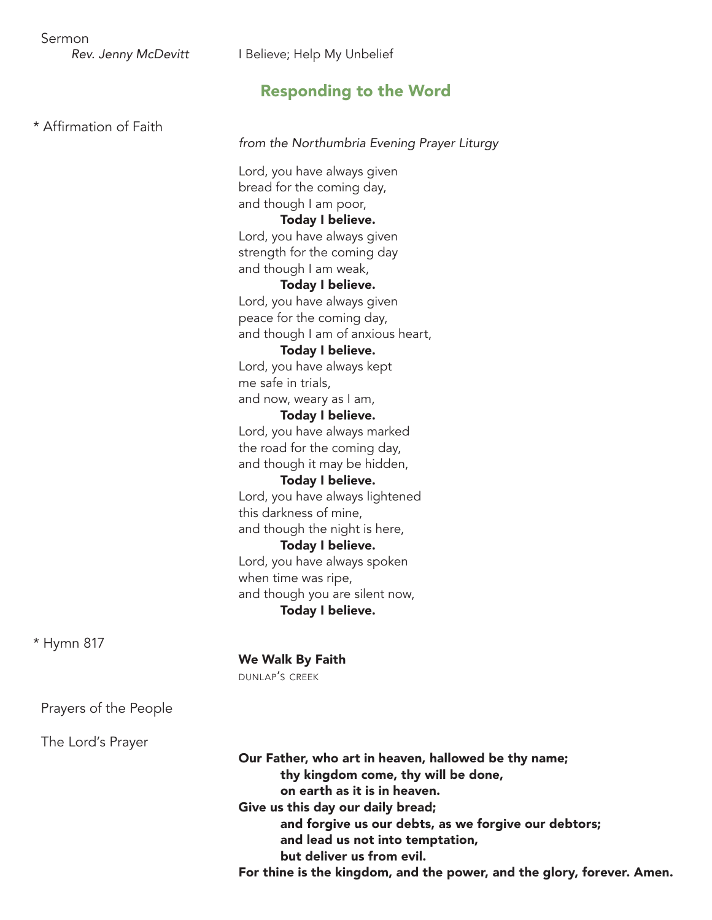Sermon
*Rev. Jenny McDevitt* I Believe; Help My Unbelief

## Responding to the Word

\* Affirmation of Faith

*from the Northumbria Evening Prayer Liturgy*

Lord, you have always given
bread for the coming day,
and though I am poor,
**Today I believe.**
Lord, you have always given
strength for the coming day
and though I am weak,
**Today I believe.**
Lord, you have always given
peace for the coming day,
and though I am of anxious heart,
**Today I believe.**
Lord, you have always kept
me safe in trials,
and now, weary as I am,
**Today I believe.**
Lord, you have always marked
the road for the coming day,
and though it may be hidden,
**Today I believe.**
Lord, you have always lightened
this darkness of mine,
and though the night is here,
**Today I believe.**
Lord, you have always spoken
when time was ripe,
and though you are silent now,
**Today I believe.**

\* Hymn 817

**We Walk By Faith**
DUNLAP'S CREEK

Prayers of the People

The Lord's Prayer

**Our Father, who art in heaven, hallowed be thy name;**
**thy kingdom come, thy will be done,**
**on earth as it is in heaven.**
**Give us this day our daily bread;**
**and forgive us our debts, as we forgive our debtors;**
**and lead us not into temptation,**
**but deliver us from evil.**
**For thine is the kingdom, and the power, and the glory, forever. Amen.**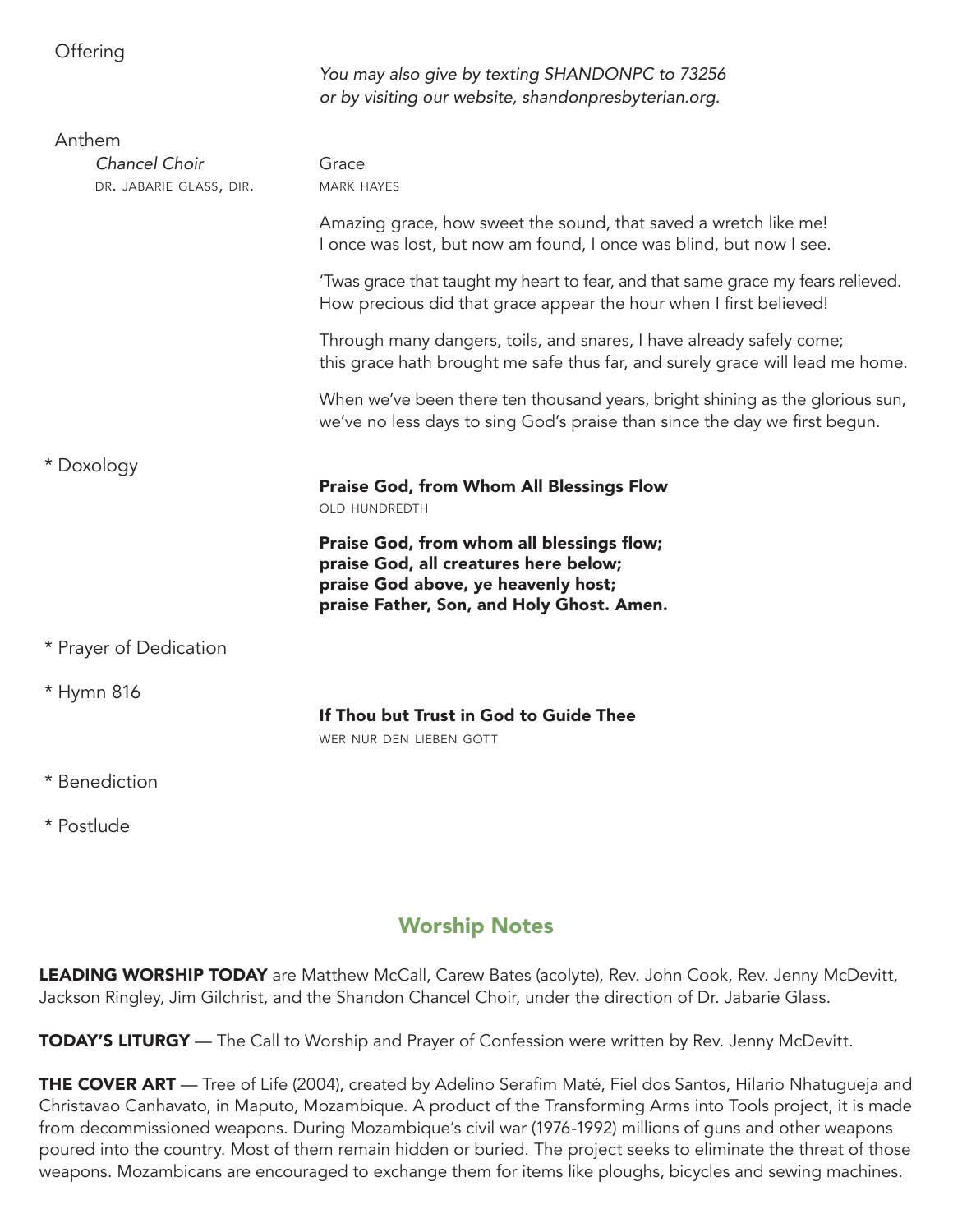Offering

*You may also give by texting SHANDONPC to 73256 or by visiting our website, shandonpresbyterian.org.*

Anthem
*Chancel Choir*
DR. JABARIE GLASS, DIR.

Grace
MARK HAYES

Amazing grace, how sweet the sound, that saved a wretch like me!
I once was lost, but now am found, I once was blind, but now I see.

'Twas grace that taught my heart to fear, and that same grace my fears relieved.
How precious did that grace appear the hour when I first believed!

Through many dangers, toils, and snares, I have already safely come;
this grace hath brought me safe thus far, and surely grace will lead me home.

When we've been there ten thousand years, bright shining as the glorious sun,
we've no less days to sing God's praise than since the day we first begun.

\* Doxology

**Praise God, from Whom All Blessings Flow**
OLD HUNDREDTH

**Praise God, from whom all blessings flow;**
**praise God, all creatures here below;**
**praise God above, ye heavenly host;**
**praise Father, Son, and Holy Ghost. Amen.**

\* Prayer of Dedication

\* Hymn 816

**If Thou but Trust in God to Guide Thee**
WER NUR DEN LIEBEN GOTT

\* Benediction

\* Postlude

## Worship Notes

**LEADING WORSHIP TODAY** are Matthew McCall, Carew Bates (acolyte), Rev. John Cook, Rev. Jenny McDevitt, Jackson Ringley, Jim Gilchrist, and the Shandon Chancel Choir, under the direction of Dr. Jabarie Glass.

**TODAY'S LITURGY** — The Call to Worship and Prayer of Confession were written by Rev. Jenny McDevitt.

**THE COVER ART** — Tree of Life (2004), created by Adelino Serafim Maté, Fiel dos Santos, Hilario Nhatugueja and Christavao Canhavato, in Maputo, Mozambique. A product of the Transforming Arms into Tools project, it is made from decommissioned weapons. During Mozambique's civil war (1976-1992) millions of guns and other weapons poured into the country. Most of them remain hidden or buried. The project seeks to eliminate the threat of those weapons. Mozambicans are encouraged to exchange them for items like ploughs, bicycles and sewing machines.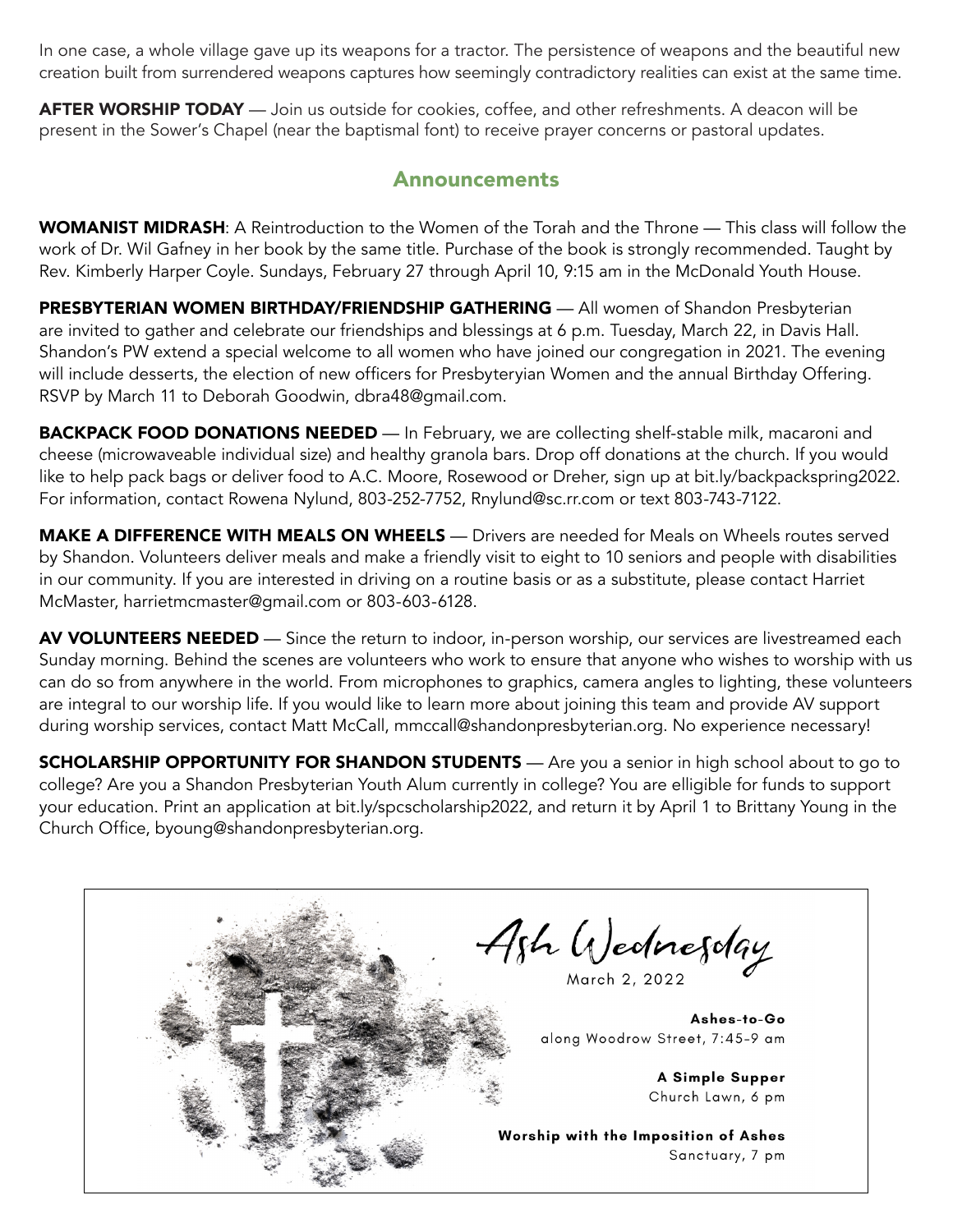In one case, a whole village gave up its weapons for a tractor. The persistence of weapons and the beautiful new creation built from surrendered weapons captures how seemingly contradictory realities can exist at the same time.

**AFTER WORSHIP TODAY** — Join us outside for cookies, coffee, and other refreshments. A deacon will be present in the Sower's Chapel (near the baptismal font) to receive prayer concerns or pastoral updates.

## Announcements

**WOMANIST MIDRASH**: A Reintroduction to the Women of the Torah and the Throne — This class will follow the work of Dr. Wil Gafney in her book by the same title. Purchase of the book is strongly recommended. Taught by Rev. Kimberly Harper Coyle. Sundays, February 27 through April 10, 9:15 am in the McDonald Youth House.

**PRESBYTERIAN WOMEN BIRTHDAY/FRIENDSHIP GATHERING** — All women of Shandon Presbyterian are invited to gather and celebrate our friendships and blessings at 6 p.m. Tuesday, March 22, in Davis Hall. Shandon's PW extend a special welcome to all women who have joined our congregation in 2021. The evening will include desserts, the election of new officers for Presbyteryian Women and the annual Birthday Offering. RSVP by March 11 to Deborah Goodwin, dbra48@gmail.com.

**BACKPACK FOOD DONATIONS NEEDED** — In February, we are collecting shelf-stable milk, macaroni and cheese (microwaveable individual size) and healthy granola bars. Drop off donations at the church. If you would like to help pack bags or deliver food to A.C. Moore, Rosewood or Dreher, sign up at bit.ly/backpackspring2022. For information, contact Rowena Nylund, 803-252-7752, Rnylund@sc.rr.com or text 803-743-7122.

**MAKE A DIFFERENCE WITH MEALS ON WHEELS** — Drivers are needed for Meals on Wheels routes served by Shandon. Volunteers deliver meals and make a friendly visit to eight to 10 seniors and people with disabilities in our community. If you are interested in driving on a routine basis or as a substitute, please contact Harriet McMaster, harrietmcmaster@gmail.com or 803-603-6128.

**AV VOLUNTEERS NEEDED** — Since the return to indoor, in-person worship, our services are livestreamed each Sunday morning. Behind the scenes are volunteers who work to ensure that anyone who wishes to worship with us can do so from anywhere in the world. From microphones to graphics, camera angles to lighting, these volunteers are integral to our worship life. If you would like to learn more about joining this team and provide AV support during worship services, contact Matt McCall, mmccall@shandonpresbyterian.org. No experience necessary!

**SCHOLARSHIP OPPORTUNITY FOR SHANDON STUDENTS** — Are you a senior in high school about to go to college? Are you a Shandon Presbyterian Youth Alum currently in college? You are elligible for funds to support your education. Print an application at bit.ly/spcscholarship2022, and return it by April 1 to Brittany Young in the Church Office, byoung@shandonpresbyterian.org.

### Ash Wednesday

March 2, 2022

**Ashes-to-Go**
along Woodrow Street, 7:45-9 am

**A Simple Supper**
Church Lawn, 6 pm

**Worship with the Imposition of Ashes**
Sanctuary, 7 pm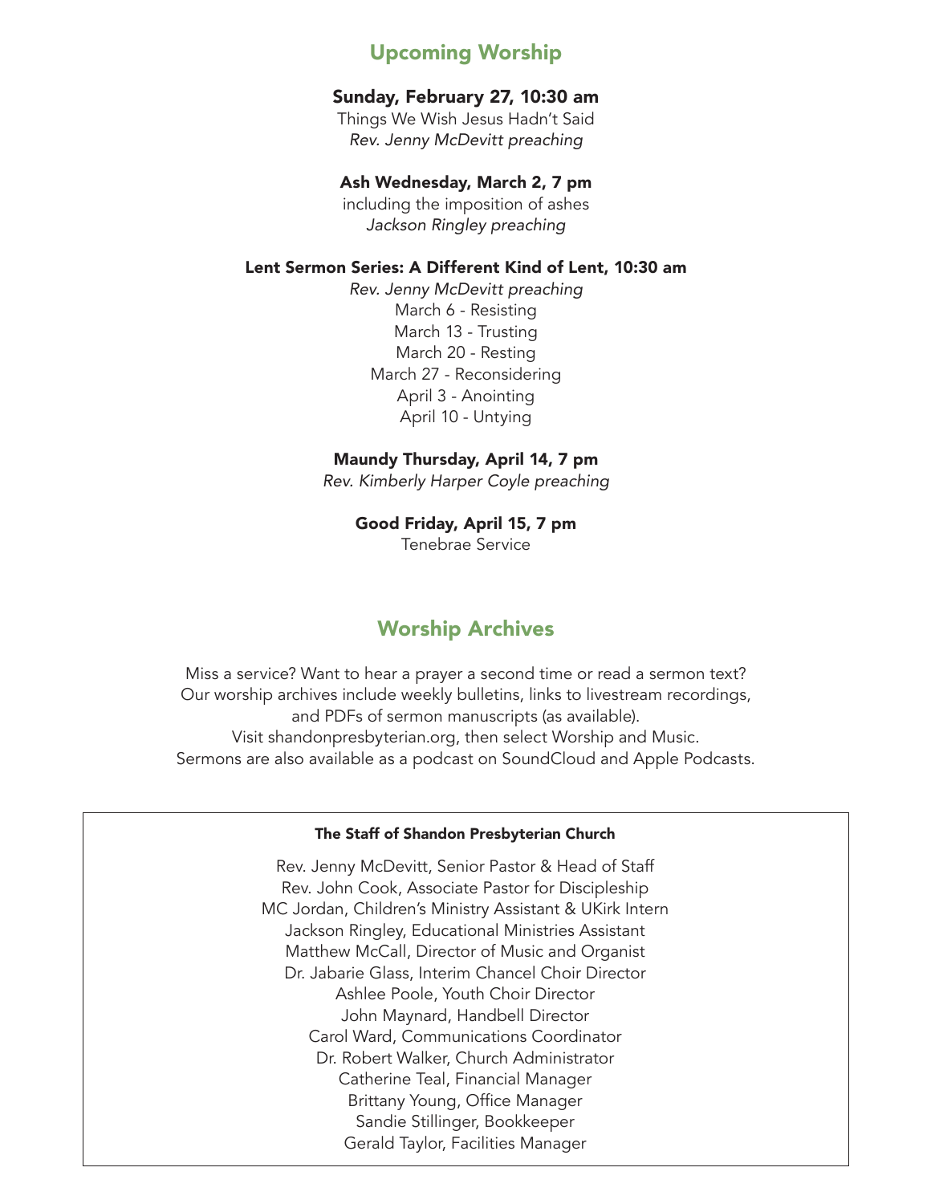## Upcoming Worship

**Sunday, February 27, 10:30 am**
Things We Wish Jesus Hadn't Said
*Rev. Jenny McDevitt preaching*

**Ash Wednesday, March 2, 7 pm**
including the imposition of ashes
*Jackson Ringley preaching*

**Lent Sermon Series: A Different Kind of Lent, 10:30 am**
*Rev. Jenny McDevitt preaching*
March 6 - Resisting
March 13 - Trusting
March 20 - Resting
March 27 - Reconsidering
April 3 - Anointing
April 10 - Untying

**Maundy Thursday, April 14, 7 pm**
*Rev. Kimberly Harper Coyle preaching*

**Good Friday, April 15, 7 pm**
Tenebrae Service

## Worship Archives

Miss a service? Want to hear a prayer a second time or read a sermon text? Our worship archives include weekly bulletins, links to livestream recordings, and PDFs of sermon manuscripts (as available).
Visit shandonpresbyterian.org, then select Worship and Music.
Sermons are also available as a podcast on SoundCloud and Apple Podcasts.

**The Staff of Shandon Presbyterian Church**

Rev. Jenny McDevitt, Senior Pastor & Head of Staff
Rev. John Cook, Associate Pastor for Discipleship
MC Jordan, Children's Ministry Assistant & UKirk Intern
Jackson Ringley, Educational Ministries Assistant
Matthew McCall, Director of Music and Organist
Dr. Jabarie Glass, Interim Chancel Choir Director
Ashlee Poole, Youth Choir Director
John Maynard, Handbell Director
Carol Ward, Communications Coordinator
Dr. Robert Walker, Church Administrator
Catherine Teal, Financial Manager
Brittany Young, Office Manager
Sandie Stillinger, Bookkeeper
Gerald Taylor, Facilities Manager